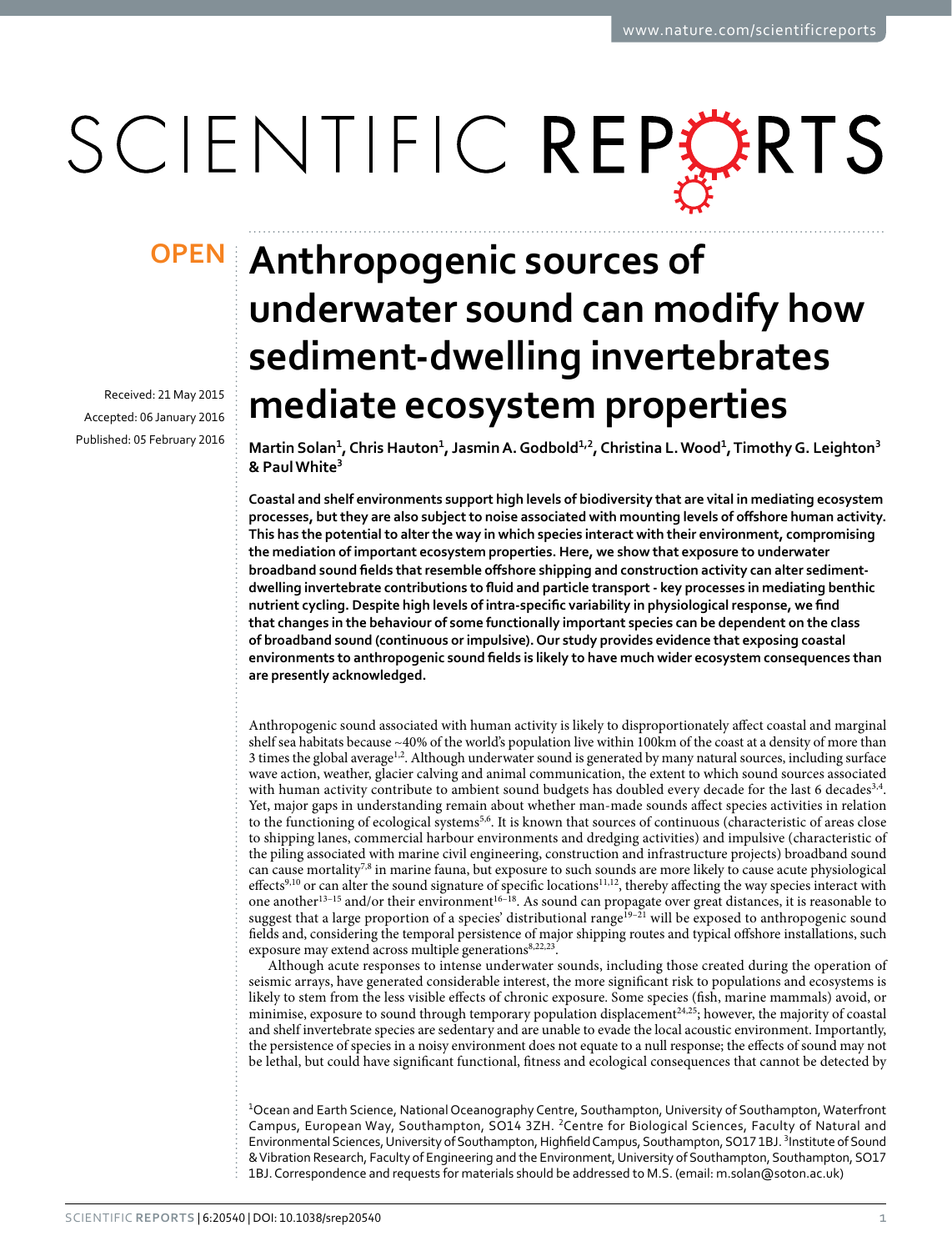OPEN

# Anthropogenic sources of underwater sound can modify how sediment-dwelling invertebrates mediate ecosystem properties

Received: 21 May 2015
Accepted: 06 January 2016
Published: 05 February 2016

**Martin Solan[1], Chris Hauton[1], Jasmin A. Godbold[1,2], Christina L. Wood[1], Timothy G. Leighton[3] & Paul White[3]**

**Coastal and shelf environments support high levels of biodiversity that are vital in mediating ecosystem processes, but they are also subject to noise associated with mounting levels of offshore human activity. This has the potential to alter the way in which species interact with their environment, compromising the mediation of important ecosystem properties. Here, we show that exposure to underwater broadband sound fields that resemble offshore shipping and construction activity can alter sediment-dwelling invertebrate contributions to fluid and particle transport - key processes in mediating benthic nutrient cycling. Despite high levels of intra-specific variability in physiological response, we find that changes in the behaviour of some functionally important species can be dependent on the class of broadband sound (continuous or impulsive). Our study provides evidence that exposing coastal environments to anthropogenic sound fields is likely to have much wider ecosystem consequences than are presently acknowledged.**

Anthropogenic sound associated with human activity is likely to disproportionately affect coastal and marginal shelf sea habitats because ~40% of the world's population live within 100km of the coast at a density of more than 3 times the global average[1,2]. Although underwater sound is generated by many natural sources, including surface wave action, weather, glacier calving and animal communication, the extent to which sound sources associated with human activity contribute to ambient sound budgets has doubled every decade for the last 6 decades[3,4]. Yet, major gaps in understanding remain about whether man-made sounds affect species activities in relation to the functioning of ecological systems[5,6]. It is known that sources of continuous (characteristic of areas close to shipping lanes, commercial harbour environments and dredging activities) and impulsive (characteristic of the piling associated with marine civil engineering, construction and infrastructure projects) broadband sound can cause mortality[7,8] in marine fauna, but exposure to such sounds are more likely to cause acute physiological effects[9,10] or can alter the sound signature of specific locations[11,12], thereby affecting the way species interact with one another[13–15] and/or their environment[16–18]. As sound can propagate over great distances, it is reasonable to suggest that a large proportion of a species' distributional range[19–21] will be exposed to anthropogenic sound fields and, considering the temporal persistence of major shipping routes and typical offshore installations, such exposure may extend across multiple generations[8,22,23].

Although acute responses to intense underwater sounds, including those created during the operation of seismic arrays, have generated considerable interest, the more significant risk to populations and ecosystems is likely to stem from the less visible effects of chronic exposure. Some species (fish, marine mammals) avoid, or minimise, exposure to sound through temporary population displacement[24,25]; however, the majority of coastal and shelf invertebrate species are sedentary and are unable to evade the local acoustic environment. Importantly, the persistence of species in a noisy environment does not equate to a null response; the effects of sound may not be lethal, but could have significant functional, fitness and ecological consequences that cannot be detected by

[1]Ocean and Earth Science, National Oceanography Centre, Southampton, University of Southampton, Waterfront Campus, European Way, Southampton, SO14 3ZH. [2]Centre for Biological Sciences, Faculty of Natural and Environmental Sciences, University of Southampton, Highfield Campus, Southampton, SO17 1BJ. [3]Institute of Sound & Vibration Research, Faculty of Engineering and the Environment, University of Southampton, Southampton, SO17 1BJ. Correspondence and requests for materials should be addressed to M.S. (email: m.solan@soton.ac.uk)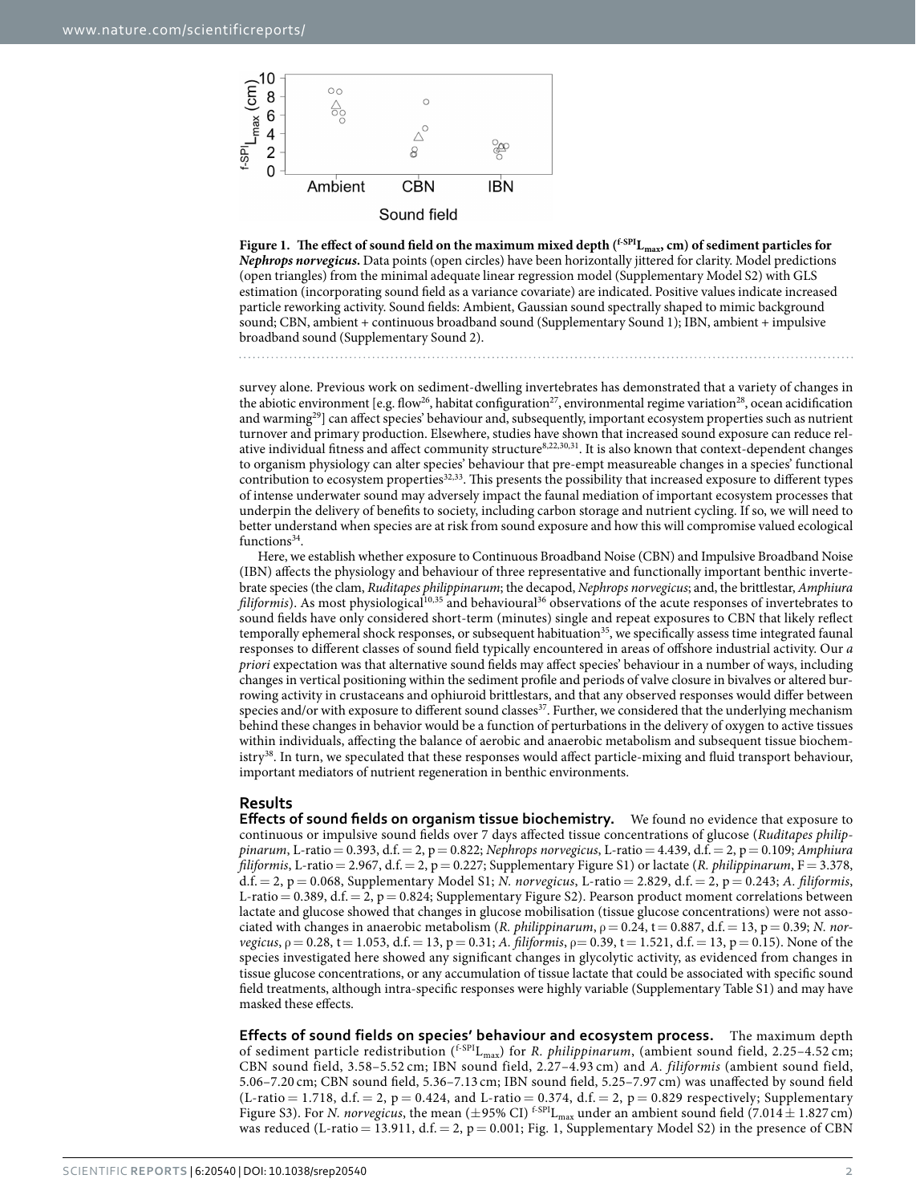**Figure 1. The effect of sound field on the maximum mixed depth ($^{f\text{-}SPI}L_{max}$, cm) of sediment particles for *Nephrops norvegicus*.** Data points (open circles) have been horizontally jittered for clarity. Model predictions (open triangles) from the minimal adequate linear regression model (Supplementary Model S2) with GLS estimation (incorporating sound field as a variance covariate) are indicated. Positive values indicate increased particle reworking activity. Sound fields: Ambient, Gaussian sound spectrally shaped to mimic background sound; CBN, ambient + continuous broadband sound (Supplementary Sound 1); IBN, ambient + impulsive broadband sound (Supplementary Sound 2).

survey alone. Previous work on sediment-dwelling invertebrates has demonstrated that a variety of changes in the abiotic environment [e.g. flow[26], habitat configuration[27], environmental regime variation[28], ocean acidification and warming[29]] can affect species' behaviour and, subsequently, important ecosystem properties such as nutrient turnover and primary production. Elsewhere, studies have shown that increased sound exposure can reduce relative individual fitness and affect community structure[8,22,30,31]. It is also known that context-dependent changes to organism physiology can alter species' behaviour that pre-empt measureable changes in a species' functional contribution to ecosystem properties[32,33]. This presents the possibility that increased exposure to different types of intense underwater sound may adversely impact the faunal mediation of important ecosystem processes that underpin the delivery of benefits to society, including carbon storage and nutrient cycling. If so, we will need to better understand when species are at risk from sound exposure and how this will compromise valued ecological functions[34].

Here, we establish whether exposure to Continuous Broadband Noise (CBN) and Impulsive Broadband Noise (IBN) affects the physiology and behaviour of three representative and functionally important benthic invertebrate species (the clam, *Ruditapes philippinarum*; the decapod, *Nephrops norvegicus*; and, the brittlestar, *Amphiura filiformis*). As most physiological[10,35] and behavioural[36] observations of the acute responses of invertebrates to sound fields have only considered short-term (minutes) single and repeat exposures to CBN that likely reflect temporally ephemeral shock responses, or subsequent habituation[35], we specifically assess time integrated faunal responses to different classes of sound field typically encountered in areas of offshore industrial activity. Our *a priori* expectation was that alternative sound fields may affect species' behaviour in a number of ways, including changes in vertical positioning within the sediment profile and periods of valve closure in bivalves or altered burrowing activity in crustaceans and ophiuroid brittlestars, and that any observed responses would differ between species and/or with exposure to different sound classes[37]. Further, we considered that the underlying mechanism behind these changes in behavior would be a function of perturbations in the delivery of oxygen to active tissues within individuals, affecting the balance of aerobic and anaerobic metabolism and subsequent tissue biochemistry[38]. In turn, we speculated that these responses would affect particle-mixing and fluid transport behaviour, important mediators of nutrient regeneration in benthic environments.

## Results

**Effects of sound fields on organism tissue biochemistry.** We found no evidence that exposure to continuous or impulsive sound fields over 7 days affected tissue concentrations of glucose (*Ruditapes philippinarum*, L-ratio = 0.393, d.f. = 2, $p = 0.822$; *Nephrops norvegicus*, L-ratio = 4.439, d.f. = 2, $p = 0.109$; *Amphiura filiformis*, L-ratio = 2.967, d.f. = 2, $p = 0.227$; Supplementary Figure S1) or lactate (*R. philippinarum*, $F = 3.378$, d.f. = 2, $p = 0.068$, Supplementary Model S1; *N. norvegicus*, L-ratio = 2.829, d.f. = 2, $p = 0.243$; *A. filiformis*, L-ratio = 0.389, d.f. = 2, $p = 0.824$; Supplementary Figure S2). Pearson product moment correlations between lactate and glucose showed that changes in glucose mobilisation (tissue glucose concentrations) were not associated with changes in anaerobic metabolism (*R. philippinarum*, $\rho = 0.24$, $t = 0.887$, d.f. = 13, $p = 0.39$; *N. norvegicus*, $\rho = 0.28$, $t = 1.053$, d.f. = 13, $p = 0.31$; *A. filiformis*, $\rho = 0.39$, $t = 1.521$, d.f. = 13, $p = 0.15$). None of the species investigated here showed any significant changes in glycolytic activity, as evidenced from changes in tissue glucose concentrations, or any accumulation of tissue lactate that could be associated with specific sound field treatments, although intra-specific responses were highly variable (Supplementary Table S1) and may have masked these effects.

**Effects of sound fields on species' behaviour and ecosystem process.** The maximum depth of sediment particle redistribution ($^{f\text{-}SPI}L_{max}$) for *R. philippinarum*, (ambient sound field, 2.25–4.52 cm; CBN sound field, 3.58–5.52 cm; IBN sound field, 2.27–4.93 cm) and *A. filiformis* (ambient sound field, 5.06–7.20 cm; CBN sound field, 5.36–7.13 cm; IBN sound field, 5.25–7.97 cm) was unaffected by sound field (L-ratio = 1.718, d.f. = 2, $p = 0.424$, and L-ratio = 0.374, d.f. = 2, $p = 0.829$ respectively; Supplementary Figure S3). For *N. norvegicus*, the mean ($\pm$95% CI) $^{f\text{-}SPI}L_{max}$ under an ambient sound field ($7.014 \pm 1.827$ cm) was reduced (L-ratio = 13.911, d.f. = 2, $p = 0.001$; Fig. 1, Supplementary Model S2) in the presence of CBN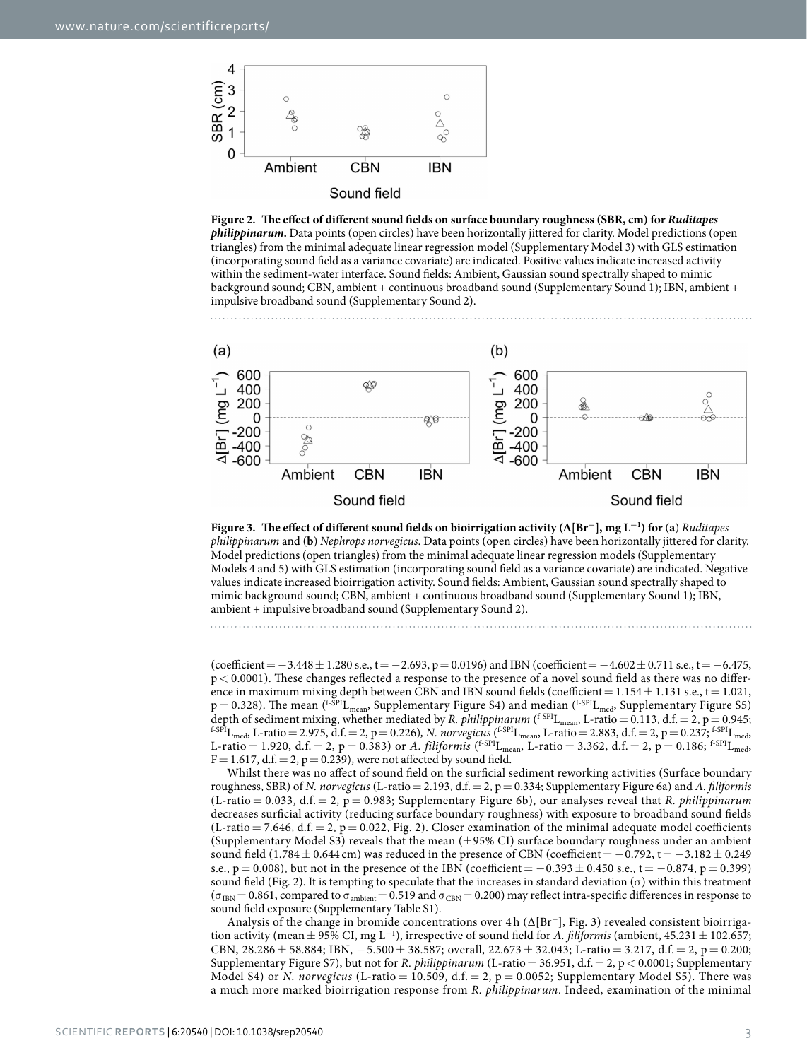**Figure 2. The effect of different sound fields on surface boundary roughness (SBR, cm) for *Ruditapes philippinarum*.** Data points (open circles) have been horizontally jittered for clarity. Model predictions (open triangles) from the minimal adequate linear regression model (Supplementary Model 3) with GLS estimation (incorporating sound field as a variance covariate) are indicated. Positive values indicate increased activity within the sediment-water interface. Sound fields: Ambient, Gaussian sound spectrally shaped to mimic background sound; CBN, ambient + continuous broadband sound (Supplementary Sound 1); IBN, ambient + impulsive broadband sound (Supplementary Sound 2).

**Figure 3. The effect of different sound fields on bioirrigation activity ($\Delta[Br^-]$, mg $L^{-1}$) for (a) *Ruditapes philippinarum* and (b) *Nephrops norvegicus*.** Data points (open circles) have been horizontally jittered for clarity. Model predictions (open triangles) from the minimal adequate linear regression models (Supplementary Models 4 and 5) with GLS estimation (incorporating sound field as a variance covariate) are indicated. Negative values indicate increased bioirrigation activity. Sound fields: Ambient, Gaussian sound spectrally shaped to mimic background sound; CBN, ambient + continuous broadband sound (Supplementary Sound 1); IBN, ambient + impulsive broadband sound (Supplementary Sound 2).

(coefficient = −3.448 ± 1.280 s.e., t = −2.693, p = 0.0196) and IBN (coefficient = −4.602 ± 0.711 s.e., t = −6.475, p < 0.0001). These changes reflected a response to the presence of a novel sound field as there was no difference in maximum mixing depth between CBN and IBN sound fields (coefficient = 1.154 ± 1.131 s.e., t = 1.021, p = 0.328). The mean ($^{f\text{-}SPI}L_{mean}$, Supplementary Figure S4) and median ($^{f\text{-}SPI}L_{med}$, Supplementary Figure S5) depth of sediment mixing, whether mediated by *R. philippinarum* ($^{f\text{-}SPI}L_{mean}$, L-ratio = 0.113, d.f. = 2, p = 0.945; $^{f\text{-}SPI}L_{med}$, L-ratio = 2.975, d.f. = 2, p = 0.226), *N. norvegicus* ($^{f\text{-}SPI}L_{mean}$, L-ratio = 2.883, d.f. = 2, p = 0.237; $^{f\text{-}SPI}L_{med}$, L-ratio = 1.920, d.f. = 2, p = 0.383) or *A. filiformis* ($^{f\text{-}SPI}L_{mean}$, L-ratio = 3.362, d.f. = 2, p = 0.186; $^{f\text{-}SPI}L_{med}$, F = 1.617, d.f. = 2, p = 0.239), were not affected by sound field.

Whilst there was no affect of sound field on the surficial sediment reworking activities (Surface boundary roughness, SBR) of *N. norvegicus* (L-ratio = 2.193, d.f. = 2, p = 0.334; Supplementary Figure 6a) and *A. filiformis* (L-ratio = 0.033, d.f. = 2, p = 0.983; Supplementary Figure 6b), our analyses reveal that *R. philippinarum* decreases surficial activity (reducing surface boundary roughness) with exposure to broadband sound fields (L-ratio = 7.646, d.f. = 2, p = 0.022, Fig. 2). Closer examination of the minimal adequate model coefficients (Supplementary Model S3) reveals that the mean (±95% CI) surface boundary roughness under an ambient sound field (1.784 ± 0.644 cm) was reduced in the presence of CBN (coefficient = −0.792, t = −3.182 ± 0.249 s.e., p = 0.008), but not in the presence of the IBN (coefficient = −0.393 ± 0.450 s.e., t = −0.874, p = 0.399) sound field (Fig. 2). It is tempting to speculate that the increases in standard deviation ($\sigma$) within this treatment ($\sigma_{IBN}$ = 0.861, compared to $\sigma_{ambient}$ = 0.519 and $\sigma_{CBN}$ = 0.200) may reflect intra-specific differences in response to sound field exposure (Supplementary Table S1).

Analysis of the change in bromide concentrations over 4 h ($\Delta[Br^-]$, Fig. 3) revealed consistent bioirrigation activity (mean ± 95% CI, mg $L^{-1}$), irrespective of sound field for *A. filiformis* (ambient, 45.231 ± 102.657; CBN, 28.286 ± 58.884; IBN, −5.500 ± 38.587; overall, 22.673 ± 32.043; L-ratio = 3.217, d.f. = 2, p = 0.200; Supplementary Figure S7), but not for *R. philippinarum* (L-ratio = 36.951, d.f. = 2, p < 0.0001; Supplementary Model S4) or *N. norvegicus* (L-ratio = 10.509, d.f. = 2, p = 0.0052; Supplementary Model S5). There was a much more marked bioirrigation response from *R. philippinarum*. Indeed, examination of the minimal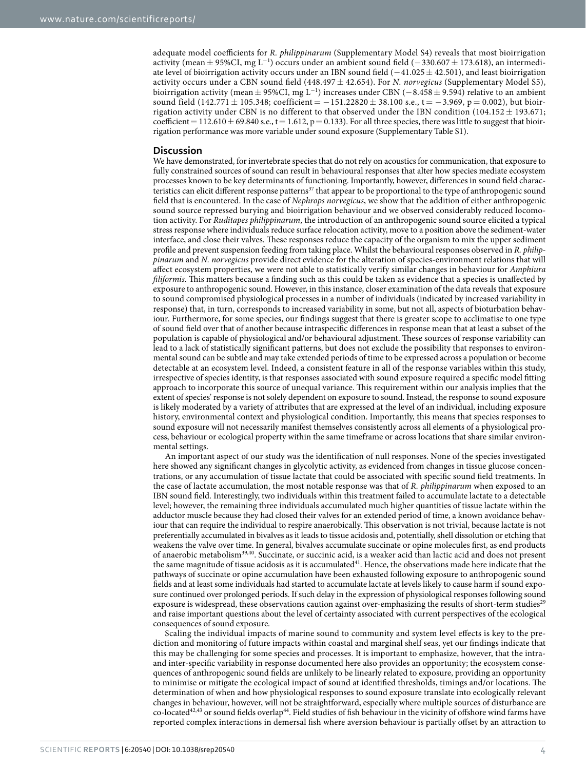adequate model coefficients for *R. philippinarum* (Supplementary Model S4) reveals that most bioirrigation activity (mean ± 95%CI, mg $L^{-1}$) occurs under an ambient sound field (−330.607 ± 173.618), an intermediate level of bioirrigation activity occurs under an IBN sound field (−41.025 ± 42.501), and least bioirrigation activity occurs under a CBN sound field (448.497 ± 42.654). For *N. norvegicus* (Supplementary Model S5), bioirrigation activity (mean ± 95%CI, mg $L^{-1}$) increases under CBN (−8.458 ± 9.594) relative to an ambient sound field (142.771 ± 105.348; coefficient = −151.22820 ± 38.100 s.e., t = −3.969, p = 0.002), but bioirrigation activity under CBN is no different to that observed under the IBN condition (104.152 ± 193.671; coefficient = 112.610 ± 69.840 s.e., t = 1.612, p = 0.133). For all three species, there was little to suggest that bioirrigation performance was more variable under sound exposure (Supplementary Table S1).

## Discussion

We have demonstrated, for invertebrate species that do not rely on acoustics for communication, that exposure to fully constrained sources of sound can result in behavioural responses that alter how species mediate ecosystem processes known to be key determinants of functioning. Importantly, however, differences in sound field characteristics can elicit different response patterns[37] that appear to be proportional to the type of anthropogenic sound field that is encountered. In the case of *Nephrops norvegicus*, we show that the addition of either anthropogenic sound source repressed burying and bioirrigation behaviour and we observed considerably reduced locomotion activity. For *Ruditapes philippinarum*, the introduction of an anthropogenic sound source elicited a typical stress response where individuals reduce surface relocation activity, move to a position above the sediment-water interface, and close their valves. These responses reduce the capacity of the organism to mix the upper sediment profile and prevent suspension feeding from taking place. Whilst the behavioural responses observed in *R. philippinarum* and *N. norvegicus* provide direct evidence for the alteration of species-environment relations that will affect ecosystem properties, we were not able to statistically verify similar changes in behaviour for *Amphiura filiformis*. This matters because a finding such as this could be taken as evidence that a species is unaffected by exposure to anthropogenic sound. However, in this instance, closer examination of the data reveals that exposure to sound compromised physiological processes in a number of individuals (indicated by increased variability in response) that, in turn, corresponds to increased variability in some, but not all, aspects of bioturbation behaviour. Furthermore, for some species, our findings suggest that there is greater scope to acclimatise to one type of sound field over that of another because intraspecific differences in response mean that at least a subset of the population is capable of physiological and/or behavioural adjustment. These sources of response variability can lead to a lack of statistically significant patterns, but does not exclude the possibility that responses to environmental sound can be subtle and may take extended periods of time to be expressed across a population or become detectable at an ecosystem level. Indeed, a consistent feature in all of the response variables within this study, irrespective of species identity, is that responses associated with sound exposure required a specific model fitting approach to incorporate this source of unequal variance. This requirement within our analysis implies that the extent of species' response is not solely dependent on exposure to sound. Instead, the response to sound exposure is likely moderated by a variety of attributes that are expressed at the level of an individual, including exposure history, environmental context and physiological condition. Importantly, this means that species responses to sound exposure will not necessarily manifest themselves consistently across all elements of a physiological process, behaviour or ecological property within the same timeframe or across locations that share similar environmental settings.

An important aspect of our study was the identification of null responses. None of the species investigated here showed any significant changes in glycolytic activity, as evidenced from changes in tissue glucose concentrations, or any accumulation of tissue lactate that could be associated with specific sound field treatments. In the case of lactate accumulation, the most notable response was that of *R. philippinarum* when exposed to an IBN sound field. Interestingly, two individuals within this treatment failed to accumulate lactate to a detectable level; however, the remaining three individuals accumulated much higher quantities of tissue lactate within the adductor muscle because they had closed their valves for an extended period of time, a known avoidance behaviour that can require the individual to respire anaerobically. This observation is not trivial, because lactate is not preferentially accumulated in bivalves as it leads to tissue acidosis and, potentially, shell dissolution or etching that weakens the valve over time. In general, bivalves accumulate succinate or opine molecules first, as end products of anaerobic metabolism[39,40]. Succinate, or succinic acid, is a weaker acid than lactic acid and does not present the same magnitude of tissue acidosis as it is accumulated[41]. Hence, the observations made here indicate that the pathways of succinate or opine accumulation have been exhausted following exposure to anthropogenic sound fields and at least some individuals had started to accumulate lactate at levels likely to cause harm if sound exposure continued over prolonged periods. If such delay in the expression of physiological responses following sound exposure is widespread, these observations caution against over-emphasizing the results of short-term studies[29] and raise important questions about the level of certainty associated with current perspectives of the ecological consequences of sound exposure.

Scaling the individual impacts of marine sound to community and system level effects is key to the prediction and monitoring of future impacts within coastal and marginal shelf seas, yet our findings indicate that this may be challenging for some species and processes. It is important to emphasize, however, that the intra- and inter-specific variability in response documented here also provides an opportunity; the ecosystem consequences of anthropogenic sound fields are unlikely to be linearly related to exposure, providing an opportunity to minimise or mitigate the ecological impact of sound at identified thresholds, timings and/or locations. The determination of when and how physiological responses to sound exposure translate into ecologically relevant changes in behaviour, however, will not be straightforward, especially where multiple sources of disturbance are co-located[42,43] or sound fields overlap[44]. Field studies of fish behaviour in the vicinity of offshore wind farms have reported complex interactions in demersal fish where aversion behaviour is partially offset by an attraction to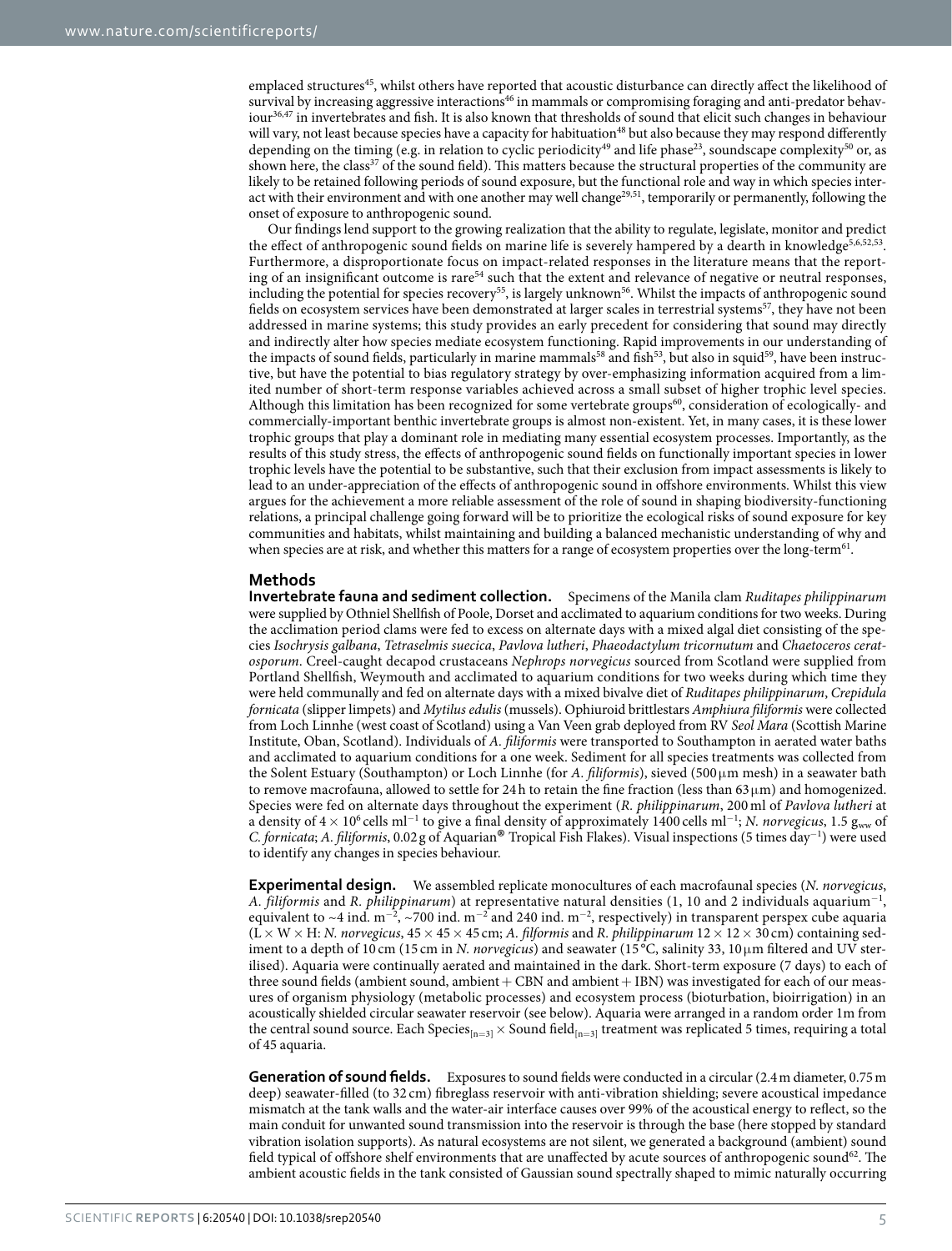emplaced structures[45], whilst others have reported that acoustic disturbance can directly affect the likelihood of survival by increasing aggressive interactions[46] in mammals or compromising foraging and anti-predator behaviour[36,47] in invertebrates and fish. It is also known that thresholds of sound that elicit such changes in behaviour will vary, not least because species have a capacity for habituation[48] but also because they may respond differently depending on the timing (e.g. in relation to cyclic periodicity[49] and life phase[23], soundscape complexity[50] or, as shown here, the class[37] of the sound field). This matters because the structural properties of the community are likely to be retained following periods of sound exposure, but the functional role and way in which species interact with their environment and with one another may well change[29,51], temporarily or permanently, following the onset of exposure to anthropogenic sound.

Our findings lend support to the growing realization that the ability to regulate, legislate, monitor and predict the effect of anthropogenic sound fields on marine life is severely hampered by a dearth in knowledge[5,6,52,53]. Furthermore, a disproportionate focus on impact-related responses in the literature means that the reporting of an insignificant outcome is rare[54] such that the extent and relevance of negative or neutral responses, including the potential for species recovery[55], is largely unknown[56]. Whilst the impacts of anthropogenic sound fields on ecosystem services have been demonstrated at larger scales in terrestrial systems[57], they have not been addressed in marine systems; this study provides an early precedent for considering that sound may directly and indirectly alter how species mediate ecosystem functioning. Rapid improvements in our understanding of the impacts of sound fields, particularly in marine mammals[58] and fish[53], but also in squid[59], have been instructive, but have the potential to bias regulatory strategy by over-emphasizing information acquired from a limited number of short-term response variables achieved across a small subset of higher trophic level species. Although this limitation has been recognized for some vertebrate groups[60], consideration of ecologically- and commercially-important benthic invertebrate groups is almost non-existent. Yet, in many cases, it is these lower trophic groups that play a dominant role in mediating many essential ecosystem processes. Importantly, as the results of this study stress, the effects of anthropogenic sound fields on functionally important species in lower trophic levels have the potential to be substantive, such that their exclusion from impact assessments is likely to lead to an under-appreciation of the effects of anthropogenic sound in offshore environments. Whilst this view argues for the achievement a more reliable assessment of the role of sound in shaping biodiversity-functioning relations, a principal challenge going forward will be to prioritize the ecological risks of sound exposure for key communities and habitats, whilst maintaining and building a balanced mechanistic understanding of why and when species are at risk, and whether this matters for a range of ecosystem properties over the long-term[61].

## Methods

**Invertebrate fauna and sediment collection.** Specimens of the Manila clam *Ruditapes philippinarum* were supplied by Othniel Shellfish of Poole, Dorset and acclimated to aquarium conditions for two weeks. During the acclimation period clams were fed to excess on alternate days with a mixed algal diet consisting of the species *Isochrysis galbana*, *Tetraselmis suecica*, *Pavlova lutheri*, *Phaeodactylum tricornutum* and *Chaetoceros ceratosporum*. Creel-caught decapod crustaceans *Nephrops norvegicus* sourced from Scotland were supplied from Portland Shellfish, Weymouth and acclimated to aquarium conditions for two weeks during which time they were held communally and fed on alternate days with a mixed bivalve diet of *Ruditapes philippinarum*, *Crepidula fornicata* (slipper limpets) and *Mytilus edulis* (mussels). Ophiuroid brittlestars *Amphiura filiformis* were collected from Loch Linnhe (west coast of Scotland) using a Van Veen grab deployed from RV *Seol Mara* (Scottish Marine Institute, Oban, Scotland). Individuals of *A. filiformis* were transported to Southampton in aerated water baths and acclimated to aquarium conditions for a one week. Sediment for all species treatments was collected from the Solent Estuary (Southampton) or Loch Linnhe (for *A. filiformis*), sieved (500 μm mesh) in a seawater bath to remove macrofauna, allowed to settle for 24 h to retain the fine fraction (less than 63 μm) and homogenized. Species were fed on alternate days throughout the experiment (*R. philippinarum*, 200 ml of *Pavlova lutheri* at a density of $4 \times 10^6$ cells $ml^{-1}$ to give a final density of approximately 1400 cells $ml^{-1}$; *N. norvegicus*, 1.5 $g_{ww}$ of *C. fornicata*; *A. filiformis*, 0.02 g of Aquarian® Tropical Fish Flakes). Visual inspections (5 times $day^{-1}$) were used to identify any changes in species behaviour.

**Experimental design.** We assembled replicate monocultures of each macrofaunal species (*N. norvegicus*, *A. filiformis* and *R. philippinarum*) at representative natural densities (1, 10 and 2 individuals $aquarium^{-1}$, equivalent to ~4 ind. $m^{-2}$, ~700 ind. $m^{-2}$ and 240 ind. $m^{-2}$, respectively) in transparent perspex cube aquaria (L × W × H: *N. norvegicus*, 45 × 45 × 45 cm; *A. filformis* and *R. philippinarum* 12 × 12 × 30 cm) containing sediment to a depth of 10 cm (15 cm in *N. norvegicus*) and seawater (15 °C, salinity 33, 10 μm filtered and UV sterilised). Aquaria were continually aerated and maintained in the dark. Short-term exposure (7 days) to each of three sound fields (ambient sound, ambient + CBN and ambient + IBN) was investigated for each of our measures of organism physiology (metabolic processes) and ecosystem process (bioturbation, bioirrigation) in an acoustically shielded circular seawater reservoir (see below). Aquaria were arranged in a random order 1m from the central sound source. Each $\text{Species}_{[n=3]} \times \text{Sound field}_{[n=3]}$ treatment was replicated 5 times, requiring a total of 45 aquaria.

**Generation of sound fields.** Exposures to sound fields were conducted in a circular (2.4 m diameter, 0.75 m deep) seawater-filled (to 32 cm) fibreglass reservoir with anti-vibration shielding; severe acoustical impedance mismatch at the tank walls and the water-air interface causes over 99% of the acoustical energy to reflect, so the main conduit for unwanted sound transmission into the reservoir is through the base (here stopped by standard vibration isolation supports). As natural ecosystems are not silent, we generated a background (ambient) sound field typical of offshore shelf environments that are unaffected by acute sources of anthropogenic sound[62]. The ambient acoustic fields in the tank consisted of Gaussian sound spectrally shaped to mimic naturally occurring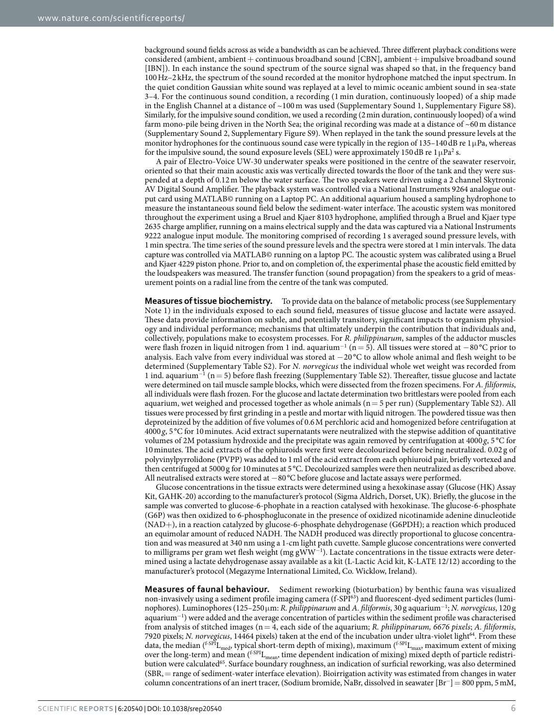background sound fields across as wide a bandwidth as can be achieved. Three different playback conditions were considered (ambient, ambient + continuous broadband sound [CBN], ambient + impulsive broadband sound [IBN]). In each instance the sound spectrum of the source signal was shaped so that, in the frequency band 100 Hz–2 kHz, the spectrum of the sound recorded at the monitor hydrophone matched the input spectrum. In the quiet condition Gaussian white sound was replayed at a level to mimic oceanic ambient sound in sea-state 3–4. For the continuous sound condition, a recording (1 min duration, continuously looped) of a ship made in the English Channel at a distance of ~100 m was used (Supplementary Sound 1, Supplementary Figure S8). Similarly, for the impulsive sound condition, we used a recording (2 min duration, continuously looped) of a wind farm mono-pile being driven in the North Sea; the original recording was made at a distance of ~60 m distance (Supplementary Sound 2, Supplementary Figure S9). When replayed in the tank the sound pressure levels at the monitor hydrophones for the continuous sound case were typically in the region of 135–140 dB re 1 μPa, whereas for the impulsive sound, the sound exposure levels (SEL) were approximately 150 dB re 1 $\mu Pa^2$ s.

A pair of Electro-Voice UW-30 underwater speaks were positioned in the centre of the seawater reservoir, oriented so that their main acoustic axis was vertically directed towards the floor of the tank and they were suspended at a depth of 0.12 m below the water surface. The two speakers were driven using a 2 channel Skytronic AV Digital Sound Amplifier. The playback system was controlled via a National Instruments 9264 analogue output card using MATLAB© running on a Laptop PC. An additional aquarium housed a sampling hydrophone to measure the instantaneous sound field below the sediment-water interface. The acoustic system was monitored throughout the experiment using a Bruel and Kjaer 8103 hydrophone, amplified through a Bruel and Kjaer type 2635 charge amplifier, running on a mains electrical supply and the data was captured via a National Instruments 9222 analogue input module. The monitoring comprised of recording 1 s averaged sound pressure levels, with 1 min spectra. The time series of the sound pressure levels and the spectra were stored at 1 min intervals. The data capture was controlled via MATLAB© running on a laptop PC. The acoustic system was calibrated using a Bruel and Kjaer 4229 piston phone. Prior to, and on completion of, the experimental phase the acoustic field emitted by the loudspeakers was measured. The transfer function (sound propagation) from the speakers to a grid of measurement points on a radial line from the centre of the tank was computed.

**Measures of tissue biochemistry.** To provide data on the balance of metabolic process (see Supplementary Note 1) in the individuals exposed to each sound field, measures of tissue glucose and lactate were assayed. These data provide information on subtle, and potentially transitory, significant impacts to organism physiology and individual performance; mechanisms that ultimately underpin the contribution that individuals and, collectively, populations make to ecosystem processes. For *R. philippinarum*, samples of the adductor muscles were flash frozen in liquid nitrogen from 1 ind. $aquarium^{-1}$ (n = 5). All tissues were stored at −80 °C prior to analysis. Each valve from every individual was stored at −20 °C to allow whole animal and flesh weight to be determined (Supplementary Table S2). For *N. norvegicus* the individual whole wet weight was recorded from 1 ind. $aquarium^{-1}$ (n = 5) before flash freezing (Supplementary Table S2). Thereafter, tissue glucose and lactate were determined on tail muscle sample blocks, which were dissected from the frozen specimens. For *A. filiformis*, all individuals were flash frozen. For the glucose and lactate determination two brittlestars were pooled from each aquarium, wet weighed and processed together as whole animals (n = 5 per run) (Supplementary Table S2). All tissues were processed by first grinding in a pestle and mortar with liquid nitrogen. The powdered tissue was then deproteinized by the addition of five volumes of 0.6 M perchloric acid and homogenized before centrifugation at 4000 *g*, 5 °C for 10 minutes. Acid extract supernatants were neutralized with the stepwise addition of quantitative volumes of 2M potassium hydroxide and the precipitate was again removed by centrifugation at 4000 *g*, 5 °C for 10 minutes. The acid extracts of the ophiuroids were first were decolourized before being neutralized. 0.02 g of polyvinylpyrrolidone (PVPP) was added to 1 ml of the acid extract from each ophiuroid pair, briefly vortexed and then centrifuged at 5000 g for 10 minutes at 5 °C. Decolourized samples were then neutralized as described above. All neutralised extracts were stored at −80 °C before glucose and lactate assays were performed.

Glucose concentrations in the tissue extracts were determined using a hexokinase assay (Glucose (HK) Assay Kit, GAHK-20) according to the manufacturer's protocol (Sigma Aldrich, Dorset, UK). Briefly, the glucose in the sample was converted to glucose-6-phophate in a reaction catalysed with hexokinase. The glucose-6-phosphate (G6P) was then oxidized to 6-phosphogluconate in the presence of oxidized nicotinamide adenine dinucleotide (NAD+), in a reaction catalyzed by glucose-6-phosphate dehydrogenase (G6PDH); a reaction which produced an equimolar amount of reduced NADH. The NADH produced was directly proportional to glucose concentration and was measured at 340 nm using a 1-cm light path cuvette. Sample glucose concentrations were converted to milligrams per gram wet flesh weight (mg $gWW^{-1}$). Lactate concentrations in the tissue extracts were determined using a lactate dehydrogenase assay available as a kit (L-Lactic Acid kit, K-LATE 12/12) according to the manufacturer's protocol (Megazyme International Limited, Co. Wicklow, Ireland).

**Measures of faunal behaviour.** Sediment reworking (bioturbation) by benthic fauna was visualized non-invasively using a sediment profile imaging camera (f-SPI[63]) and fluorescent-dyed sediment particles (luminophores). Luminophores (125–250 μm: *R. philippinarum* and *A. filiformis*, 30 g $aquarium^{-1}$; *N. norvegicus*, 120 g $aquarium^{-1}$) were added and the average concentration of particles within the sediment profile was characterised from analysis of stitched images (n = 4, each side of the aquarium; *R. philippinarum, 6676 pixels*; *A. filiformis*, 7920 pixels; *N. norvegicus*, 14464 pixels) taken at the end of the incubation under ultra-violet light[64]. From these data, the median (${}^{f\text{-}SPI}L_{med}$, typical short-term depth of mixing), maximum (${}^{f\text{-}SPI}L_{max}$, maximum extent of mixing over the long-term) and mean (${}^{f\text{-}SPI}L_{mean}$, time dependent indication of mixing) mixed depth of particle redistribution were calculated[65]. Surface boundary roughness, an indication of surficial reworking, was also determined (SBR, = range of sediment-water interface elevation). Bioirrigation activity was estimated from changes in water column concentrations of an inert tracer, (Sodium bromide, NaBr, dissolved in seawater $[Br^-]$ = 800 ppm, 5 mM,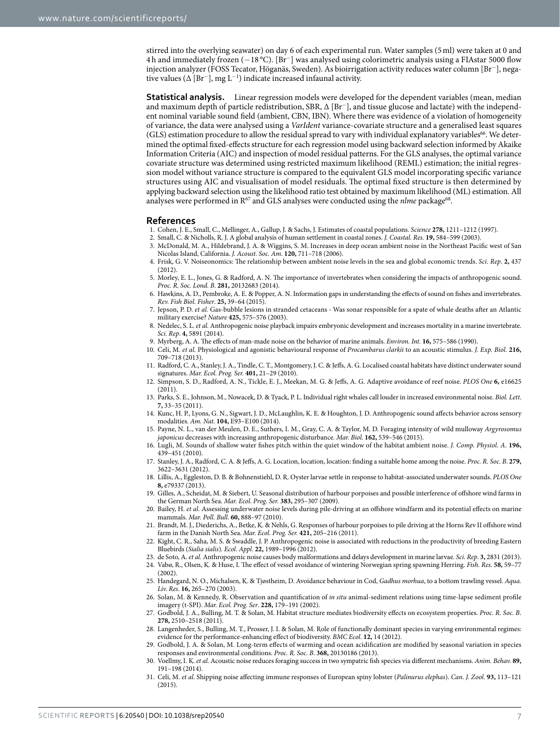stirred into the overlying seawater) on day 6 of each experimental run. Water samples (5 ml) were taken at 0 and 4 h and immediately frozen (−18 °C). [$Br^-$] was analysed using colorimetric analysis using a FIAstar 5000 flow injection analyzer (FOSS Tecator, Höganäs, Sweden). As bioirrigation activity reduces water column [$Br^-$], negative values (Δ [$Br^-$], mg $L^{-1}$) indicate increased infaunal activity.

**Statistical analysis.** Linear regression models were developed for the dependent variables (mean, median and maximum depth of particle redistribution, SBR, Δ [$Br^-$], and tissue glucose and lactate) with the independent nominal variable sound field (ambient, CBN, IBN). Where there was evidence of a violation of homogeneity of variance, the data were analysed using a *VarIdent* variance-covariate structure and a generalised least squares (GLS) estimation procedure to allow the residual spread to vary with individual explanatory variables[66]. We determined the optimal fixed-effects structure for each regression model using backward selection informed by Akaike Information Criteria (AIC) and inspection of model residual patterns. For the GLS analyses, the optimal variance covariate structure was determined using restricted maximum likelihood (REML) estimation; the initial regression model without variance structure is compared to the equivalent GLS model incorporating specific variance structures using AIC and visualisation of model residuals. The optimal fixed structure is then determined by applying backward selection using the likelihood ratio test obtained by maximum likelihood (ML) estimation. All analyses were performed in R[67] and GLS analyses were conducted using the *nlme* package[68].

## References

1. Cohen, J. E., Small, C., Mellinger, A., Gallup, J. & Sachs, J. Estimates of coastal populations. *Science* **278,** 1211–1212 (1997).
2. Small, C. & Nicholls, R. J. A global analysis of human settlement in coastal zones. *J. Coastal. Res.* **19,** 584–599 (2003).
3. McDonald, M. A., Hildebrand, J. A. & Wiggins, S. M. Increases in deep ocean ambient noise in the Northeast Pacific west of San Nicolas Island, California. *J. Acoust. Soc. Am*. **120,** 711–718 (2006).
4. Frisk, G. V. Noiseonomics: The relationship between ambient noise levels in the sea and global economic trends. *Sci. Rep*. **2,** 437 (2012).
5. Morley, E. L., Jones, G. & Radford, A. N. The importance of invertebrates when considering the impacts of anthropogenic sound. *Proc. R. Soc. Lond. B*. **281,** 20132683 (2014).
6. Hawkins, A. D., Pembroke, A. E. & Popper, A. N. Information gaps in understanding the effects of sound on fishes and invertebrates. *Rev. Fish Biol. Fisher*. **25,** 39–64 (2015).
7. Jepson, P. D. *et al.* Gas-bubble lesions in stranded cetaceans - Was sonar responsible for a spate of whale deaths after an Atlantic military exercise? *Nature* **425,** 575–576 (2003).
8. Nedelec, S. L. *et al.* Anthropogenic noise playback impairs embryonic development and increases mortality in a marine invertebrate. *Sci. Rep*. **4,** 5891 (2014).
9. Myrberg, A. A. The effects of man-made noise on the behavior of marine animals. *Environ. Int.* **16,** 575–586 (1990).
10. Celi, M. *et al.* Physiological and agonistic behavioural response of *Procambarus clarkii* to an acoustic stimulus. *J. Exp. Biol.* **216,** 709–718 (2013).
11. Radford, C. A., Stanley, J. A., Tindle, C. T., Montgomery, J. C. & Jeffs, A. G. Localised coastal habitats have distinct underwater sound signatures. *Mar. Ecol. Prog. Ser.* **401,** 21–29 (2010).
12. Simpson, S. D., Radford, A. N., Tickle, E. J., Meekan, M. G. & Jeffs, A. G. Adaptive avoidance of reef noise. *PLOS One* **6,** e16625 (2011).
13. Parks, S. E., Johnson, M., Nowacek, D. & Tyack, P. L. Individual right whales call louder in increased environmental noise. *Biol. Lett*. **7,** 33–35 (2011).
14. Kunc, H. P., Lyons, G. N., Sigwart, J. D., McLaughlin, K. E. & Houghton, J. D. Anthropogenic sound affects behavior across sensory modalities. *Am. Nat.* **104,** E93–E100 (2014).
15. Payne, N. L., van der Meulen, D. E., Suthers, I. M., Gray, C. A. & Taylor, M. D. Foraging intensity of wild mulloway *Argyrosomus japonicus* decreases with increasing anthropogenic disturbance. *Mar. Biol*. **162,** 539–546 (2015).
16. Lugli, M. Sounds of shallow water fishes pitch within the quiet window of the habitat ambient noise. *J. Comp. Physiol. A*. **196,** 439–451 (2010).
17. Stanley, J. A., Radford, C. A. & Jeffs, A. G. Location, location, location: finding a suitable home among the noise. *Proc. R. Soc. B*. **279,** 3622–3631 (2012).
18. Lillis, A., Eggleston, D. B. & Bohnenstiehl, D. R. Oyster larvae settle in response to habitat-associated underwater sounds. *PLOS One* **8,** e79337 (2013).
19. Gilles, A., Scheidat, M. & Siebert, U. Seasonal distribution of harbour porpoises and possible interference of offshore wind farms in the German North Sea. *Mar. Ecol. Prog. Ser.* **383,** 295–307 (2009).
20. Bailey, H. *et al.* Assessing underwater noise levels during pile-driving at an offshore windfarm and its potential effects on marine mammals. *Mar. Poll. Bull*. **60,** 888–97 (2010).
21. Brandt, M. J., Diederichs, A., Betke, K. & Nehls, G. Responses of harbour porpoises to pile driving at the Horns Rev II offshore wind farm in the Danish North Sea. *Mar. Ecol. Prog. Ser.* **421,** 205–216 (2011).
22. Kight, C. R., Saha, M. S. & Swaddle, J. P. Anthropogenic noise is associated with reductions in the productivity of breeding Eastern Bluebirds (*Sialia sialis*). *Ecol. Appl*. **22,** 1989–1996 (2012).
23. de Soto, A. *et al.* Anthropogenic noise causes body malformations and delays development in marine larvae. *Sci. Rep*. **3,** 2831 (2013).
24. Vabø, R., Olsen, K. & Huse, I. The effect of vessel avoidance of wintering Norwegian spring spawning Herring. *Fish. Res*. **58,** 59–77 (2002).
25. Handegard, N. O., Michalsen, K. & Tjøstheim, D. Avoidance behaviour in Cod, *Gadhus morhua*, to a bottom trawling vessel. *Aqua. Liv. Res*. **16,** 265–270 (2003).
26. Solan, M. & Kennedy, R. Observation and quantification of *in situ* animal-sediment relations using time-lapse sediment profile imagery (t-SPI). *Mar. Ecol. Prog. Ser*. **228,** 179–191 (2002).
27. Godbold, J. A., Bulling, M. T. & Solan, M. Habitat structure mediates biodiversity effects on ecosystem properties. *Proc. R. Soc. B*. **278,** 2510–2518 (2011).
28. Langenheder, S., Bulling, M. T., Prosser, J. I. & Solan, M. Role of functionally dominant species in varying environmental regimes: evidence for the performance-enhancing effect of biodiversity. *BMC Ecol.* **12,** 14 (2012).
29. Godbold, J. A. & Solan, M. Long-term effects of warming and ocean acidification are modified by seasonal variation in species responses and environmental conditions. *Proc. R. Soc. B*. **368,** 20130186 (2013).
30. Voellmy, I. K. *et al.* Acoustic noise reduces foraging success in two sympatric fish species via different mechanisms. *Anim. Behav.* **89,** 191–198 (2014).
31. Celi, M. *et al.* Shipping noise affecting immune responses of European spiny lobster (*Palinurus elephas*). *Can. J. Zool.* **93,** 113–121 (2015).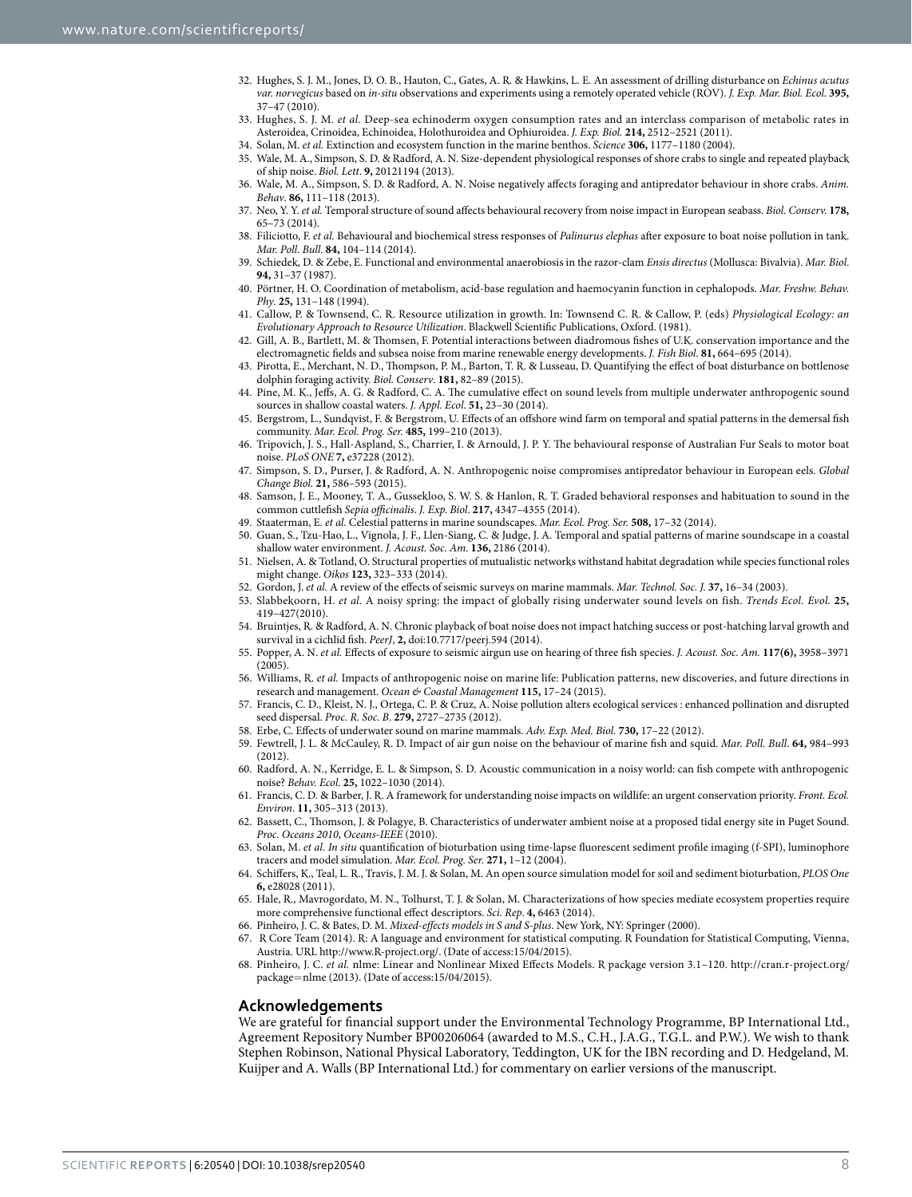32. Hughes, S. J. M., Jones, D. O. B., Hauton, C., Gates, A. R. & Hawkins, L. E. An assessment of drilling disturbance on *Echinus acutus var. norvegicus* based on *in-situ* observations and experiments using a remotely operated vehicle (ROV). *J. Exp. Mar. Biol. Ecol.* **395,** 37–47 (2010).
33. Hughes, S. J. M. *et al.* Deep-sea echinoderm oxygen consumption rates and an interclass comparison of metabolic rates in Asteroidea, Crinoidea, Echinoidea, Holothuroidea and Ophiuroidea. *J. Exp. Biol.* **214,** 2512–2521 (2011).
34. Solan, M. *et al.* Extinction and ecosystem function in the marine benthos. *Science* **306,** 1177–1180 (2004).
35. Wale, M. A., Simpson, S. D. & Radford, A. N. Size-dependent physiological responses of shore crabs to single and repeated playback of ship noise. *Biol. Lett.* **9,** 20121194 (2013).
36. Wale, M. A., Simpson, S. D. & Radford, A. N. Noise negatively affects foraging and antipredator behaviour in shore crabs. *Anim. Behav*. **86,** 111–118 (2013).
37. Neo, Y. Y. *et al.* Temporal structure of sound affects behavioural recovery from noise impact in European seabass. *Biol. Conserv.* **178,** 65–73 (2014).
38. Filiciotto, F. *et al.* Behavioural and biochemical stress responses of *Palinurus elephas* after exposure to boat noise pollution in tank. *Mar. Poll. Bull*. **84,** 104–114 (2014).
39. Schiedek, D. & Zebe, E. Functional and environmental anaerobiosis in the razor-clam *Ensis directus* (Mollusca: Bivalvia). *Mar. Biol.* **94,** 31–37 (1987).
40. Pörtner, H. O. Coordination of metabolism, acid-base regulation and haemocyanin function in cephalopods. *Mar. Freshw. Behav. Phy*. **25,** 131–148 (1994).
41. Callow, P. & Townsend, C. R. Resource utilization in growth. In: Townsend C. R. & Callow, P. (eds) *Physiological Ecology: an Evolutionary Approach to Resource Utilization*. Blackwell Scientific Publications, Oxford. (1981).
42. Gill, A. B., Bartlett, M. & Thomsen, F. Potential interactions between diadromous fishes of U.K. conservation importance and the electromagnetic fields and subsea noise from marine renewable energy developments. *J. Fish Biol*. **81,** 664–695 (2014).
43. Pirotta, E., Merchant, N. D., Thompson, P. M., Barton, T. R. & Lusseau, D. Quantifying the effect of boat disturbance on bottlenose dolphin foraging activity. *Biol. Conserv*. **181,** 82–89 (2015).
44. Pine, M. K., Jeffs, A. G. & Radford, C. A. The cumulative effect on sound levels from multiple underwater anthropogenic sound sources in shallow coastal waters. *J. Appl. Ecol*. **51,** 23–30 (2014).
45. Bergstrom, L., Sundqvist, F. & Bergstrom, U. Effects of an offshore wind farm on temporal and spatial patterns in the demersal fish community. *Mar. Ecol. Prog. Ser.* **485,** 199–210 (2013).
46. Tripovich, J. S., Hall-Aspland, S., Charrier, I. & Arnould, J. P. Y. The behavioural response of Australian Fur Seals to motor boat noise. *PLoS ONE* **7,** e37228 (2012).
47. Simpson, S. D., Purser, J. & Radford, A. N. Anthropogenic noise compromises antipredator behaviour in European eels. *Global Change Biol.* **21,** 586–593 (2015).
48. Samson, J. E., Mooney, T. A., Gussekloo, S. W. S. & Hanlon, R. T. Graded behavioral responses and habituation to sound in the common cuttlefish *Sepia officinalis*. *J. Exp. Biol*. **217,** 4347–4355 (2014).
49. Staaterman, E. *et al.* Celestial patterns in marine soundscapes. *Mar. Ecol. Prog. Ser.* **508,** 17–32 (2014).
50. Guan, S., Tzu-Hao, L., Vignola, J. F., Llen-Siang, C. & Judge, J. A. Temporal and spatial patterns of marine soundscape in a coastal shallow water environment. *J. Acoust. Soc. Am.* **136,** 2186 (2014).
51. Nielsen, A. & Totland, O. Structural properties of mutualistic networks withstand habitat degradation while species functional roles might change. *Oikos* **123,** 323–333 (2014).
52. Gordon, J. *et al.* A review of the effects of seismic surveys on marine mammals. *Mar. Technol. Soc. J.* **37,** 16–34 (2003).
53. Slabbekoorn, H. *et al*. A noisy spring: the impact of globally rising underwater sound levels on fish. *Trends Ecol. Evol.* **25,** 419–427(2010).
54. Bruintjes, R. & Radford, A. N. Chronic playback of boat noise does not impact hatching success or post-hatching larval growth and survival in a cichlid fish. *PeerJ*, **2,** doi:10.7717/peerj.594 (2014).
55. Popper, A. N. *et al.* Effects of exposure to seismic airgun use on hearing of three fish species. *J. Acoust. Soc. Am.* **117(6),** 3958–3971 (2005).
56. Williams, R. *et al.* Impacts of anthropogenic noise on marine life: Publication patterns, new discoveries, and future directions in research and management. *Ocean & Coastal Management* **115,** 17–24 (2015).
57. Francis, C. D., Kleist, N. J., Ortega, C. P. & Cruz, A. Noise pollution alters ecological services : enhanced pollination and disrupted seed dispersal. *Proc. R. Soc. B*. **279,** 2727–2735 (2012).
58. Erbe, C. Effects of underwater sound on marine mammals. *Adv. Exp. Med. Biol.* **730,** 17–22 (2012).
59. Fewtrell, J. L. & McCauley, R. D. Impact of air gun noise on the behaviour of marine fish and squid. *Mar. Poll. Bull*. **64,** 984–993 (2012).
60. Radford, A. N., Kerridge, E. L. & Simpson, S. D. Acoustic communication in a noisy world: can fish compete with anthropogenic noise? *Behav. Ecol.* **25,** 1022–1030 (2014).
61. Francis, C. D. & Barber, J. R. A framework for understanding noise impacts on wildlife: an urgent conservation priority. *Front. Ecol. Environ*. **11,** 305–313 (2013).
62. Bassett, C., Thomson, J. & Polagye, B. Characteristics of underwater ambient noise at a proposed tidal energy site in Puget Sound. *Proc. Oceans 2010, Oceans-IEEE* (2010).
63. Solan, M. *et al. In situ* quantification of bioturbation using time-lapse fluorescent sediment profile imaging (f-SPI), luminophore tracers and model simulation. *Mar. Ecol. Prog. Ser.* **271,** 1–12 (2004).
64. Schiffers, K., Teal, L. R., Travis, J. M. J. & Solan, M. An open source simulation model for soil and sediment bioturbation, *PLOS One* **6,** e28028 (2011).
65. Hale, R., Mavrogordato, M. N., Tolhurst, T. J. & Solan, M. Characterizations of how species mediate ecosystem properties require more comprehensive functional effect descriptors. *Sci. Rep*. **4,** 6463 (2014).
66. Pinheiro, J. C. & Bates, D. M. *Mixed-effects models in S and S-plus*. New York, NY: Springer (2000).
67. R Core Team (2014). R: A language and environment for statistical computing. R Foundation for Statistical Computing, Vienna, Austria. URL http://www.R-project.org/. (Date of access:15/04/2015).
68. Pinheiro, J. C. *et al.* nlme: Linear and Nonlinear Mixed Effects Models. R package version 3.1–120. http://cran.r-project.org/package=nlme (2013). (Date of access:15/04/2015).

## Acknowledgements

We are grateful for financial support under the Environmental Technology Programme, BP International Ltd., Agreement Repository Number BP00206064 (awarded to M.S., C.H., J.A.G., T.G.L. and P.W.). We wish to thank Stephen Robinson, National Physical Laboratory, Teddington, UK for the IBN recording and D. Hedgeland, M. Kuijper and A. Walls (BP International Ltd.) for commentary on earlier versions of the manuscript.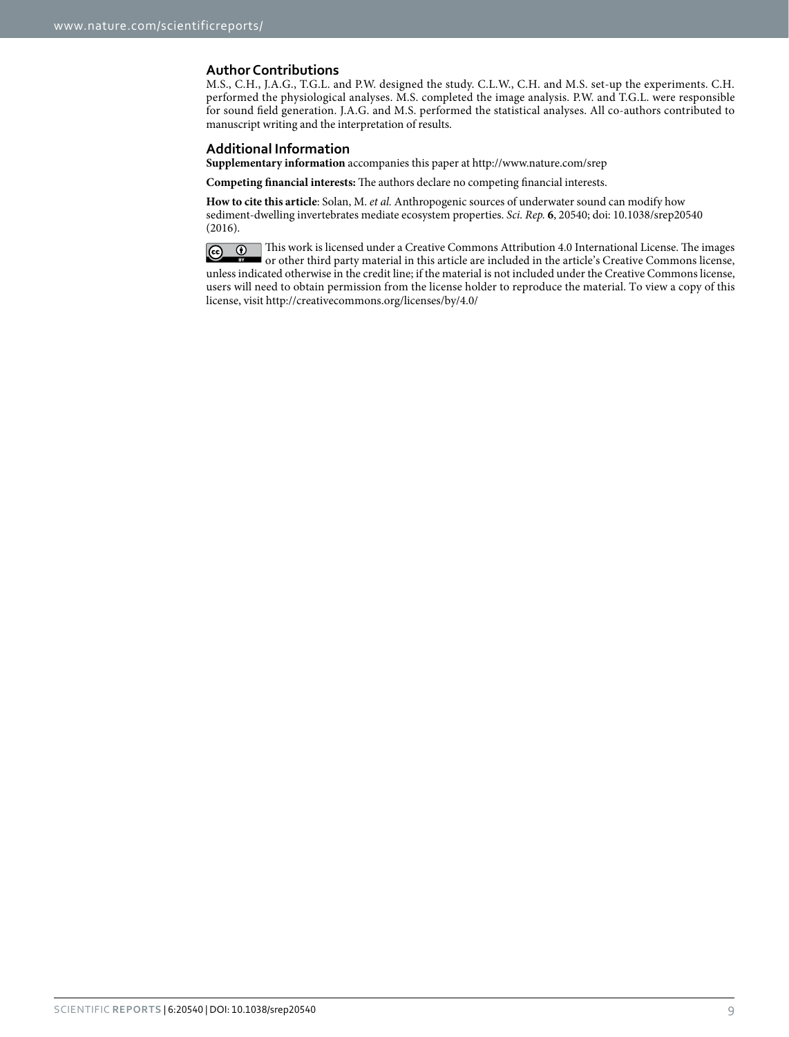## Author Contributions

M.S., C.H., J.A.G., T.G.L. and P.W. designed the study. C.L.W., C.H. and M.S. set-up the experiments. C.H. performed the physiological analyses. M.S. completed the image analysis. P.W. and T.G.L. were responsible for sound field generation. J.A.G. and M.S. performed the statistical analyses. All co-authors contributed to manuscript writing and the interpretation of results.

## Additional Information

**Supplementary information** accompanies this paper at http://www.nature.com/srep

**Competing financial interests:** The authors declare no competing financial interests.

**How to cite this article**: Solan, M. *et al.* Anthropogenic sources of underwater sound can modify how sediment-dwelling invertebrates mediate ecosystem properties. *Sci. Rep.* **6**, 20540; doi: 10.1038/srep20540 (2016).

This work is licensed under a Creative Commons Attribution 4.0 International License. The images or other third party material in this article are included in the article's Creative Commons license, unless indicated otherwise in the credit line; if the material is not included under the Creative Commons license, users will need to obtain permission from the license holder to reproduce the material. To view a copy of this license, visit http://creativecommons.org/licenses/by/4.0/